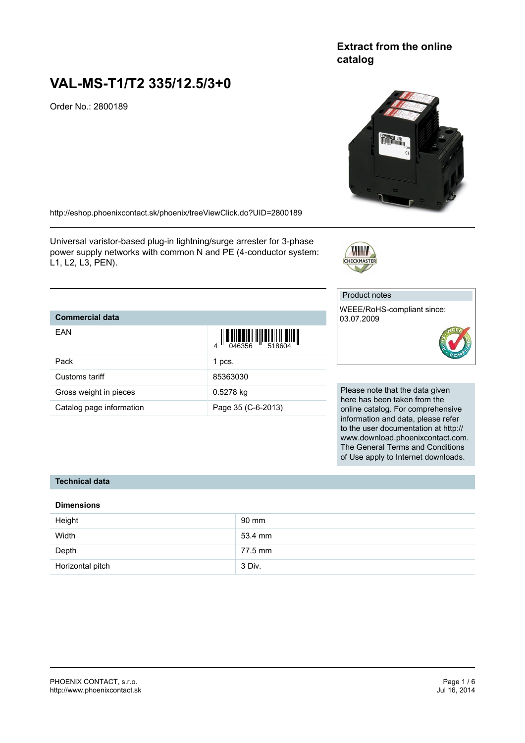Extract from the online catalog

# VAL-MS-T1/T2 335/12.5/3+0

Order No.: 2800189

http://eshop.phoenixcontact.sk/phoenix/treeViewClick.do?UID=2800189

Universal varistor-based plug-in lightning/surge arrester for 3-phase power supply networks with common N and PE (4-conductor system: L1, L2, L3, PEN).

| Commercial data | |
|---|---|
| EAN | 4 046356 518604 |
| Pack | 1 pcs. |
| Customs tariff | 85363030 |
| Gross weight in pieces | 0.5278 kg |
| Catalog page information | Page 35 (C-6-2013) |

Product notes

WEEE/RoHS-compliant since: 03.07.2009

Please note that the data given here has been taken from the online catalog. For comprehensive information and data, please refer to the user documentation at http://www.download.phoenixcontact.com. The General Terms and Conditions of Use apply to Internet downloads.

## Technical data

### Dimensions

| | |
|---|---|
| Height | 90 mm |
| Width | 53.4 mm |
| Depth | 77.5 mm |
| Horizontal pitch | 3 Div. |

PHOENIX CONTACT, s.r.o.
http://www.phoenixcontact.sk

Jul 16, 2014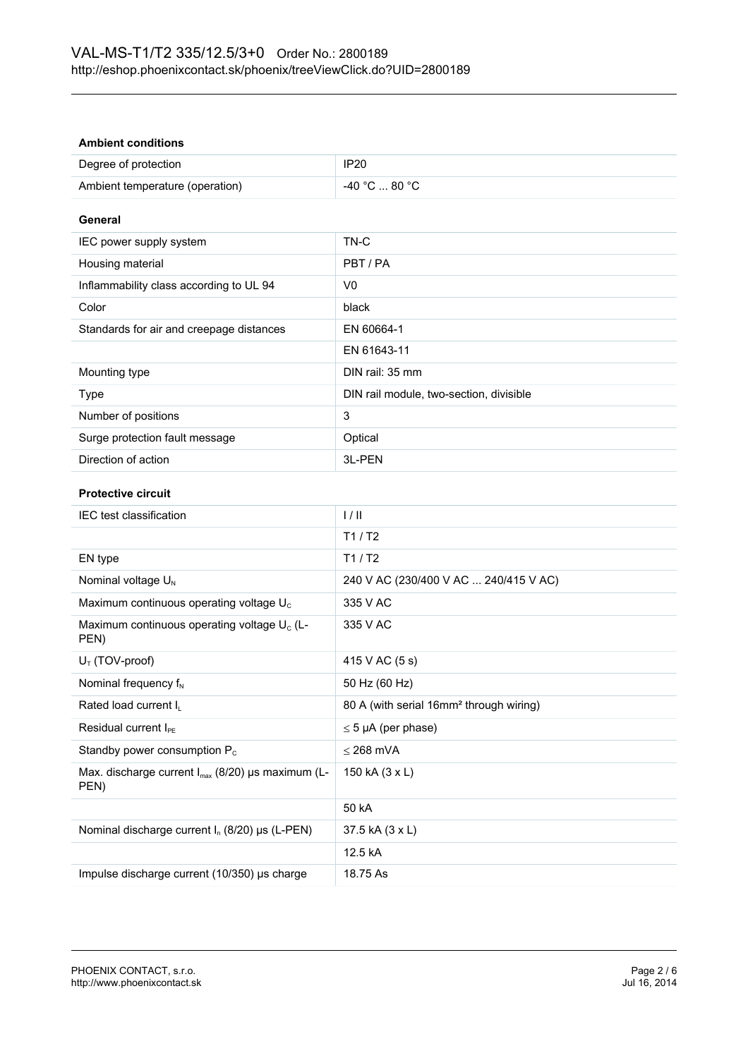### Ambient conditions

| | |
|---|---|
| Degree of protection | IP20 |
| Ambient temperature (operation) | -40 °C ... 80 °C |

### General

| | |
|---|---|
| IEC power supply system | TN-C |
| Housing material | PBT / PA |
| Inflammability class according to UL 94 | V0 |
| Color | black |
| Standards for air and creepage distances | EN 60664-1 |
| | EN 61643-11 |
| Mounting type | DIN rail: 35 mm |
| Type | DIN rail module, two-section, divisible |
| Number of positions | 3 |
| Surge protection fault message | Optical |
| Direction of action | 3L-PEN |

### Protective circuit

| | |
|---|---|
| IEC test classification | I / II |
| | T1 / T2 |
| EN type | T1 / T2 |
| Nominal voltage $U_N$ | 240 V AC (230/400 V AC ... 240/415 V AC) |
| Maximum continuous operating voltage $U_C$ | 335 V AC |
| Maximum continuous operating voltage $U_C$ (L-PEN) | 335 V AC |
| $U_T$ (TOV-proof) | 415 V AC (5 s) |
| Nominal frequency $f_N$ | 50 Hz (60 Hz) |
| Rated load current $I_L$ | 80 A (with serial 16mm² through wiring) |
| Residual current $I_{PE}$ | ≤ 5 µA (per phase) |
| Standby power consumption $P_C$ | ≤ 268 mVA |
| Max. discharge current $I_{max}$ (8/20) µs maximum (L-PEN) | 150 kA (3 x L) |
| | 50 kA |
| Nominal discharge current $I_n$ (8/20) µs (L-PEN) | 37.5 kA (3 x L) |
| | 12.5 kA |
| Impulse discharge current (10/350) µs charge | 18.75 As |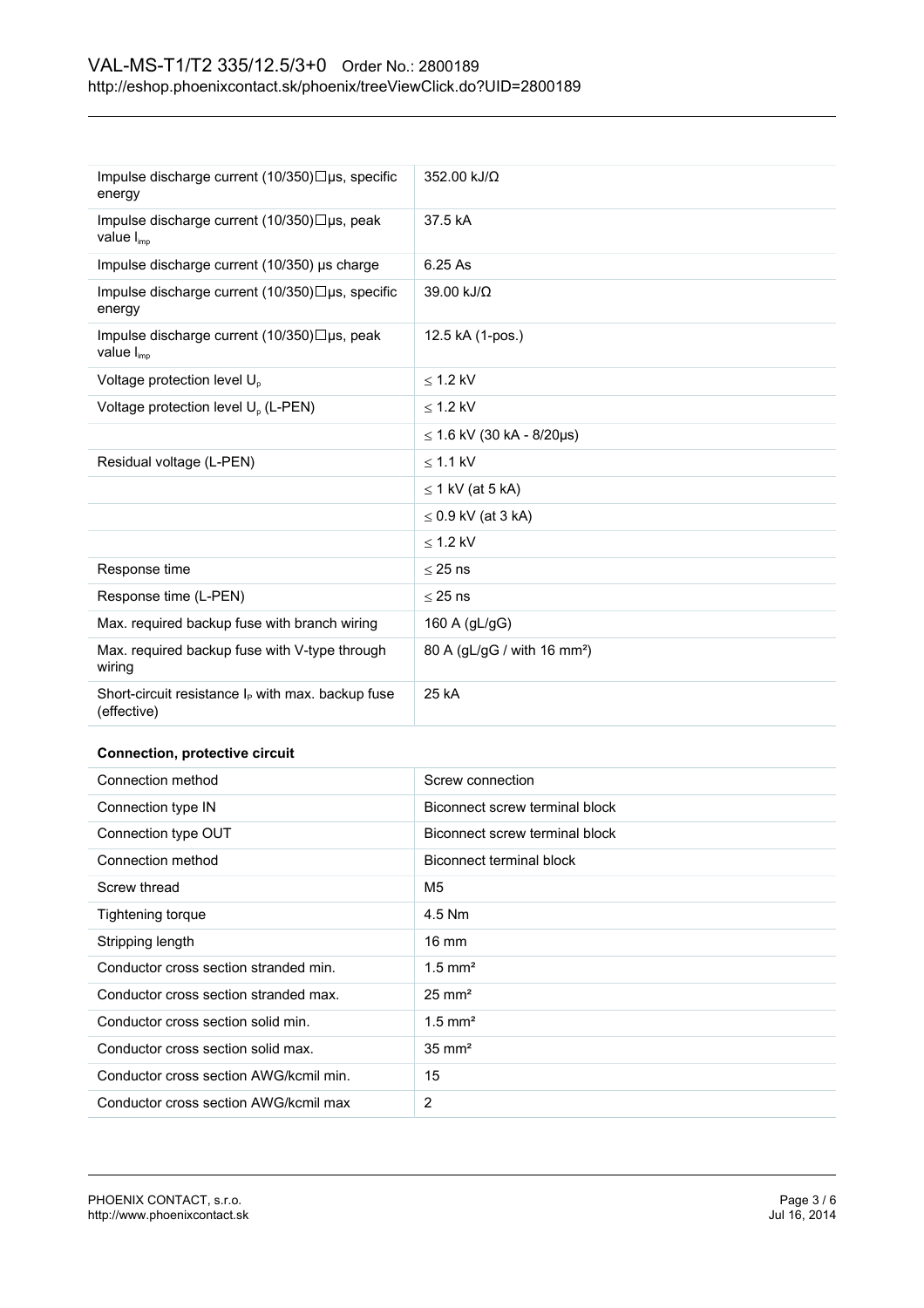| | |
|---|---|
| Impulse discharge current (10/350) µs, specific energy | 352.00 kJ/Ω |
| Impulse discharge current (10/350) µs, peak value $I_{imp}$ | 37.5 kA |
| Impulse discharge current (10/350) µs charge | 6.25 As |
| Impulse discharge current (10/350) µs, specific energy | 39.00 kJ/Ω |
| Impulse discharge current (10/350) µs, peak value $I_{imp}$ | 12.5 kA (1-pos.) |
| Voltage protection level $U_p$ | ≤ 1.2 kV |
| Voltage protection level $U_p$ (L-PEN) | ≤ 1.2 kV |
| | ≤ 1.6 kV (30 kA - 8/20µs) |
| Residual voltage (L-PEN) | ≤ 1.1 kV |
| | ≤ 1 kV (at 5 kA) |
| | ≤ 0.9 kV (at 3 kA) |
| | ≤ 1.2 kV |
| Response time | ≤ 25 ns |
| Response time (L-PEN) | ≤ 25 ns |
| Max. required backup fuse with branch wiring | 160 A (gL/gG) |
| Max. required backup fuse with V-type through wiring | 80 A (gL/gG / with 16 mm²) |
| Short-circuit resistance $I_P$ with max. backup fuse (effective) | 25 kA |

**Connection, protective circuit**

| | |
|---|---|
| Connection method | Screw connection |
| Connection type IN | Biconnect screw terminal block |
| Connection type OUT | Biconnect screw terminal block |
| Connection method | Biconnect terminal block |
| Screw thread | M5 |
| Tightening torque | 4.5 Nm |
| Stripping length | 16 mm |
| Conductor cross section stranded min. | 1.5 mm² |
| Conductor cross section stranded max. | 25 mm² |
| Conductor cross section solid min. | 1.5 mm² |
| Conductor cross section solid max. | 35 mm² |
| Conductor cross section AWG/kcmil min. | 15 |
| Conductor cross section AWG/kcmil max | 2 |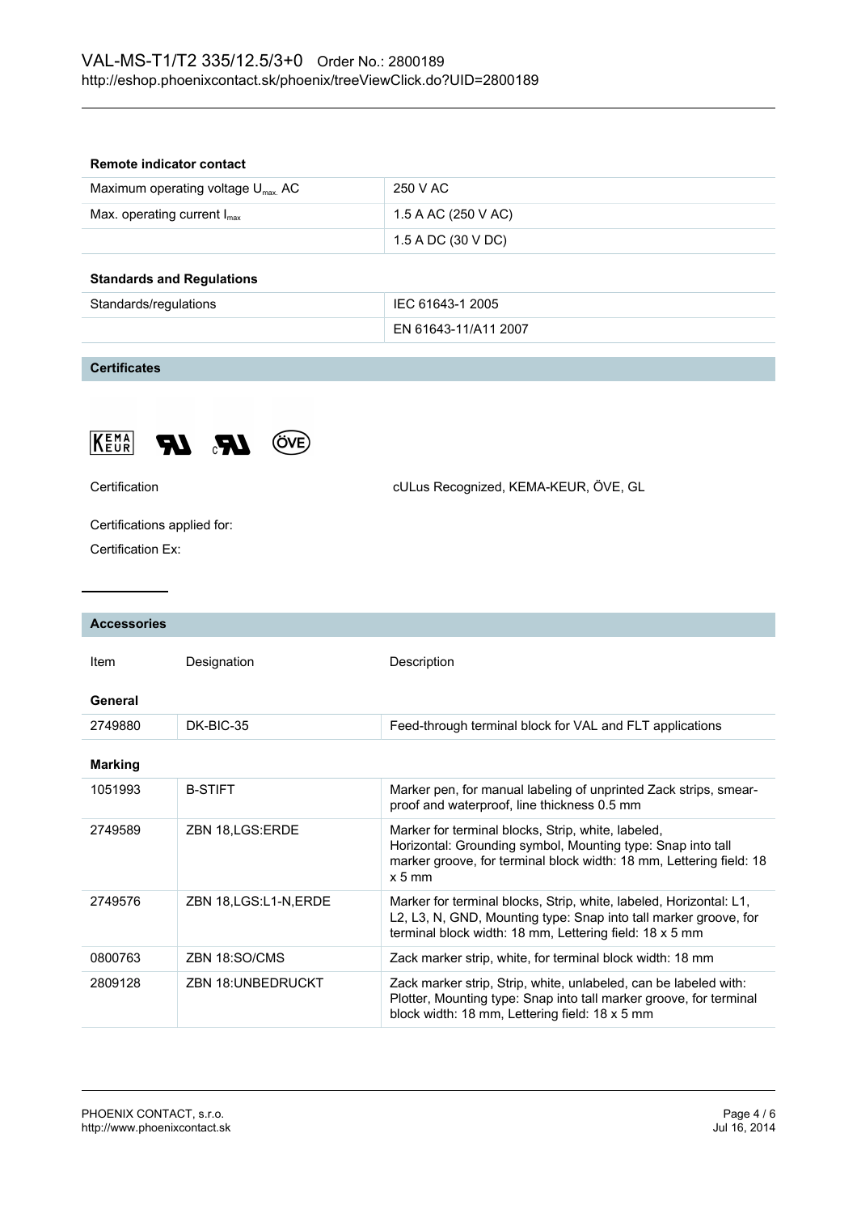### Remote indicator contact

| | |
|---|---|
| Maximum operating voltage $U_{max.}$ AC | 250 V AC |
| Max. operating current $I_{max}$ | 1.5 A AC (250 V AC) |
| | 1.5 A DC (30 V DC) |

### Standards and Regulations

| | |
|---|---|
| Standards/regulations | IEC 61643-1 2005 |
| | EN 61643-11/A11 2007 |

## Certificates

| | |
|---|---|
| Certification | cULus Recognized, KEMA-KEUR, ÖVE, GL |

Certifications applied for:

Certification Ex:

## Accessories

| Item | Designation | Description |
|---|---|---|
| **General** | | |
| 2749880 | DK-BIC-35 | Feed-through terminal block for VAL and FLT applications |
| **Marking** | | |
| 1051993 | B-STIFT | Marker pen, for manual labeling of unprinted Zack strips, smear-proof and waterproof, line thickness 0.5 mm |
| 2749589 | ZBN 18,LGS:ERDE | Marker for terminal blocks, Strip, white, labeled, Horizontal: Grounding symbol, Mounting type: Snap into tall marker groove, for terminal block width: 18 mm, Lettering field: 18 x 5 mm |
| 2749576 | ZBN 18,LGS:L1-N,ERDE | Marker for terminal blocks, Strip, white, labeled, Horizontal: L1, L2, L3, N, GND, Mounting type: Snap into tall marker groove, for terminal block width: 18 mm, Lettering field: 18 x 5 mm |
| 0800763 | ZBN 18:SO/CMS | Zack marker strip, white, for terminal block width: 18 mm |
| 2809128 | ZBN 18:UNBEDRUCKT | Zack marker strip, Strip, white, unlabeled, can be labeled with: Plotter, Mounting type: Snap into tall marker groove, for terminal block width: 18 mm, Lettering field: 18 x 5 mm |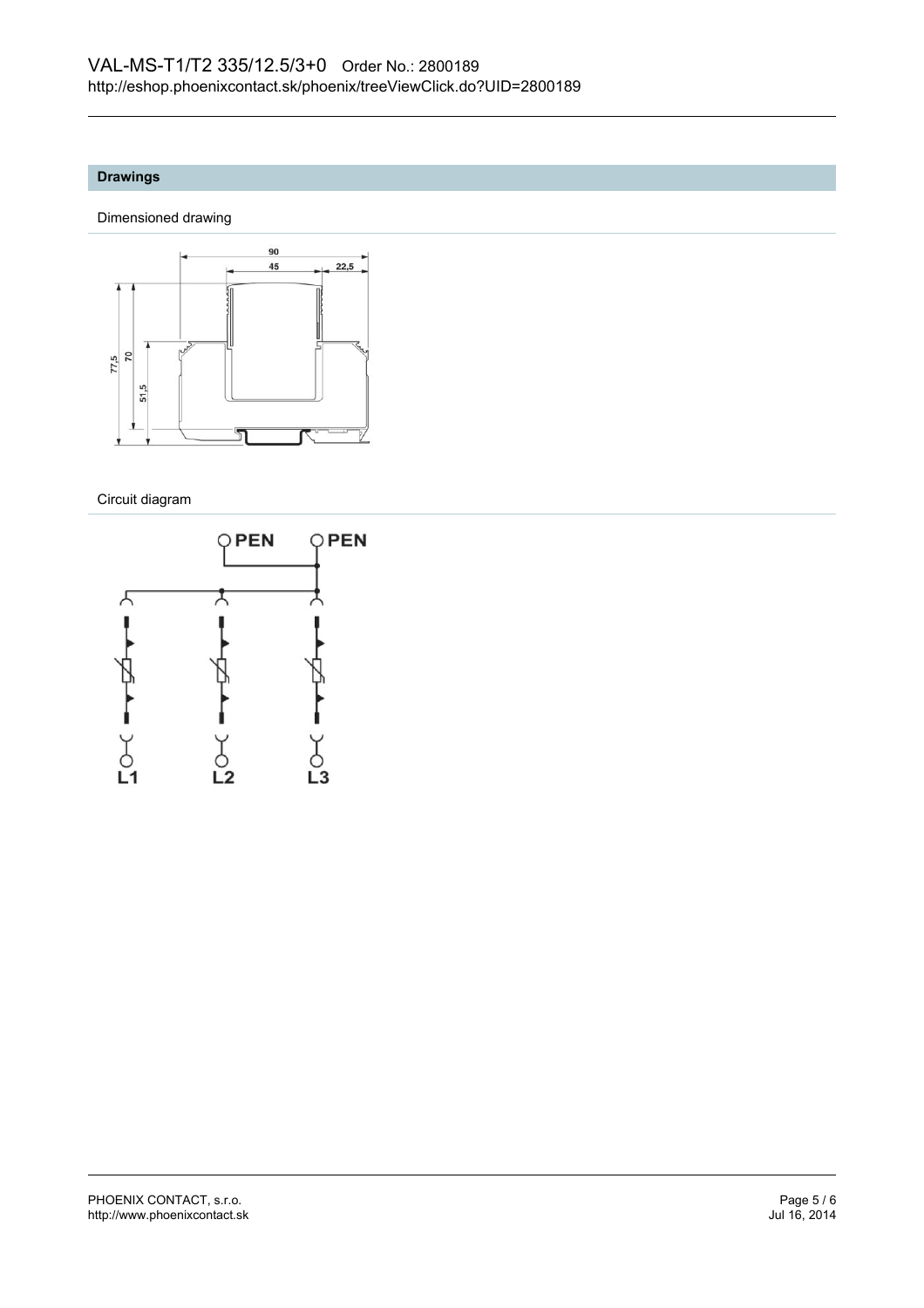## Drawings

### Dimensioned drawing

### Circuit diagram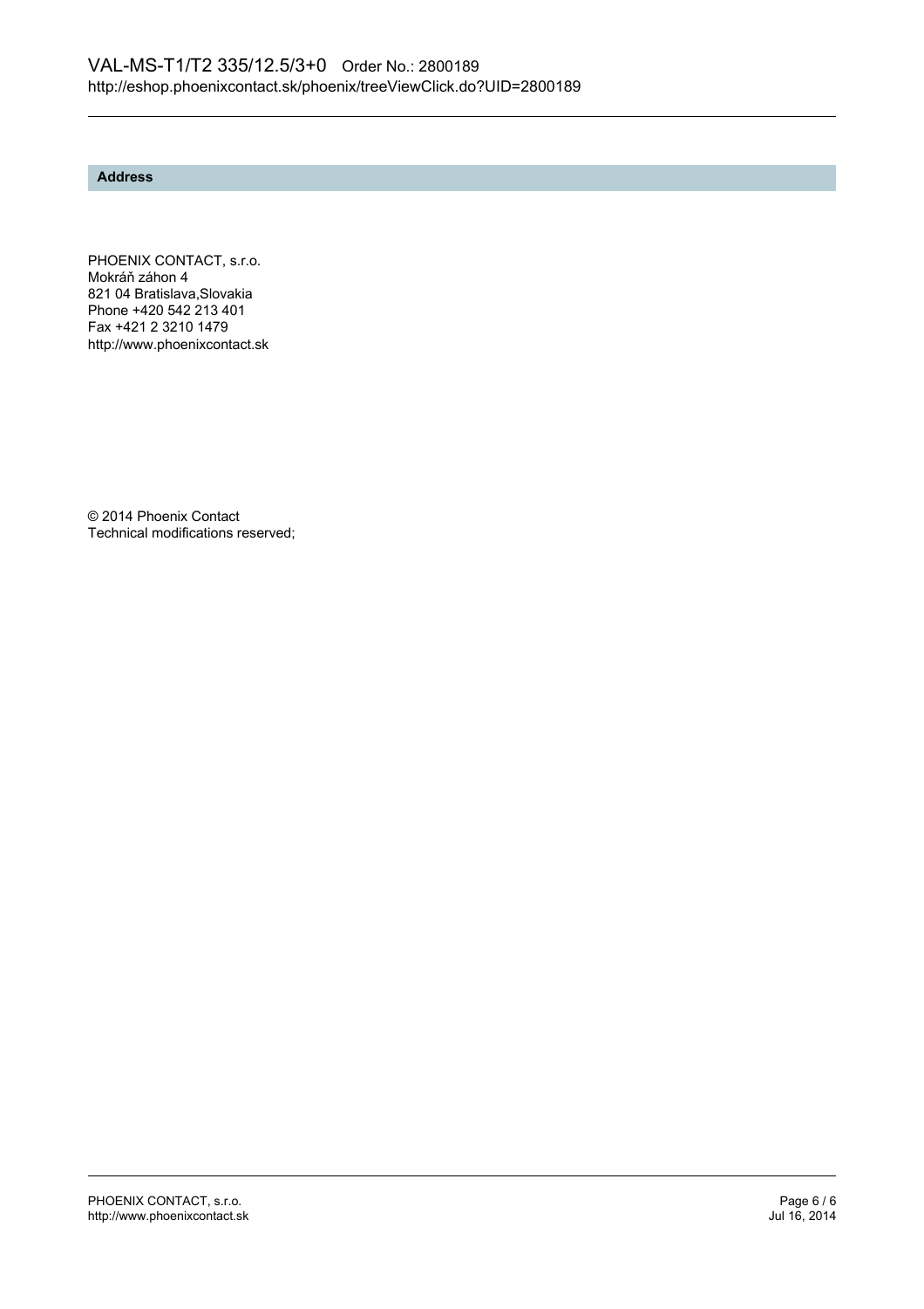## Address

PHOENIX CONTACT, s.r.o.
Mokráň záhon 4
821 04 Bratislava,Slovakia
Phone +420 542 213 401
Fax +421 2 3210 1479
http://www.phoenixcontact.sk

© 2014 Phoenix Contact
Technical modifications reserved;